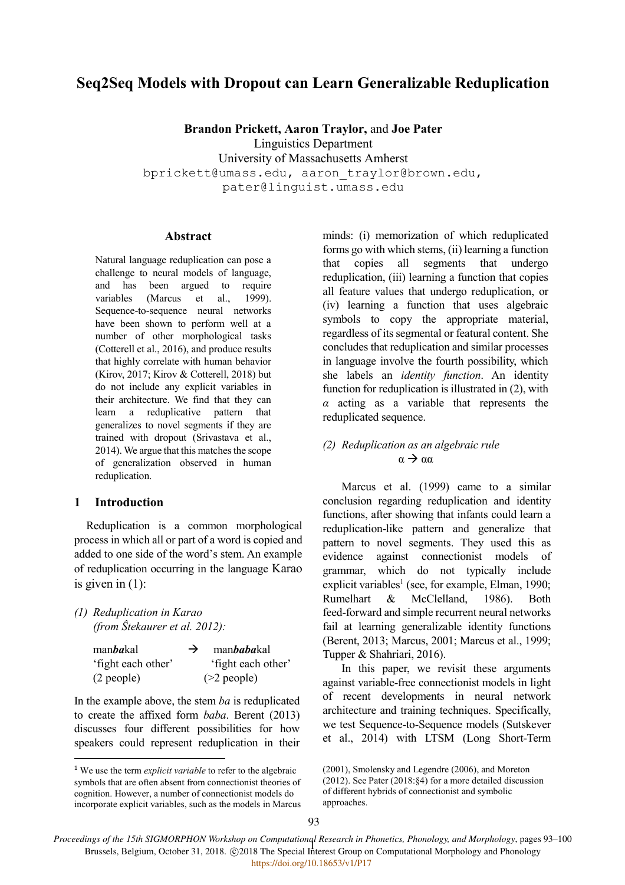# Seq2Seq Models with Dropout can Learn Generalizable Reduplication

**Brandon Prickett, Aaron Traylor,** and **Joe Pater**
Linguistics Department
University of Massachusetts Amherst
bprickett@umass.edu, aaron_traylor@brown.edu, pater@linguist.umass.edu

## Abstract

Natural language reduplication can pose a challenge to neural models of language, and has been argued to require variables (Marcus et al., 1999). Sequence-to-sequence neural networks have been shown to perform well at a number of other morphological tasks (Cotterell et al., 2016), and produce results that highly correlate with human behavior (Kirov, 2017; Kirov & Cotterell, 2018) but do not include any explicit variables in their architecture. We find that they can learn a reduplicative pattern that generalizes to novel segments if they are trained with dropout (Srivastava et al., 2014). We argue that this matches the scope of generalization observed in human reduplication.

## 1 Introduction

Reduplication is a common morphological process in which all or part of a word is copied and added to one side of the word's stem. An example of reduplication occurring in the language Karao is given in (1):

*(1) Reduplication in Karao (from Štekaurer et al. 2012):*

| | | |
|---|---|---|
| man***ba***kal | → | man***baba***kal |
| 'fight each other' | | 'fight each other' |
| (2 people) | | (>2 people) |

In the example above, the stem *ba* is reduplicated to create the affixed form *baba*. Berent (2013) discusses four different possibilities for how speakers could represent reduplication in their minds: (i) memorization of which reduplicated forms go with which stems, (ii) learning a function that copies all segments that undergo reduplication, (iii) learning a function that copies all feature values that undergo reduplication, or (iv) learning a function that uses algebraic symbols to copy the appropriate material, regardless of its segmental or featural content. She concludes that reduplication and similar processes in language involve the fourth possibility, which she labels an *identity function*. An identity function for reduplication is illustrated in (2), with $\alpha$ acting as a variable that represents the reduplicated sequence.

*(2) Reduplication as an algebraic rule*

$$\alpha \rightarrow \alpha\alpha$$

Marcus et al. (1999) came to a similar conclusion regarding reduplication and identity functions, after showing that infants could learn a reduplication-like pattern and generalize that pattern to novel segments. They used this as evidence against connectionist models of grammar, which do not typically include explicit variables[1] (see, for example, Elman, 1990; Rumelhart & McClelland, 1986). Both feed-forward and simple recurrent neural networks fail at learning generalizable identity functions (Berent, 2013; Marcus, 2001; Marcus et al., 1999; Tupper & Shahriari, 2016).

In this paper, we revisit these arguments against variable-free connectionist models in light of recent developments in neural network architecture and training techniques. Specifically, we test Sequence-to-Sequence models (Sutskever et al., 2014) with LTSM (Long Short-Term

[1] We use the term *explicit variable* to refer to the algebraic symbols that are often absent from connectionist theories of cognition. However, a number of connectionist models do incorporate explicit variables, such as the models in Marcus (2001), Smolensky and Legendre (2006), and Moreton (2012). See Pater (2018:§4) for a more detailed discussion of different hybrids of connectionist and symbolic approaches.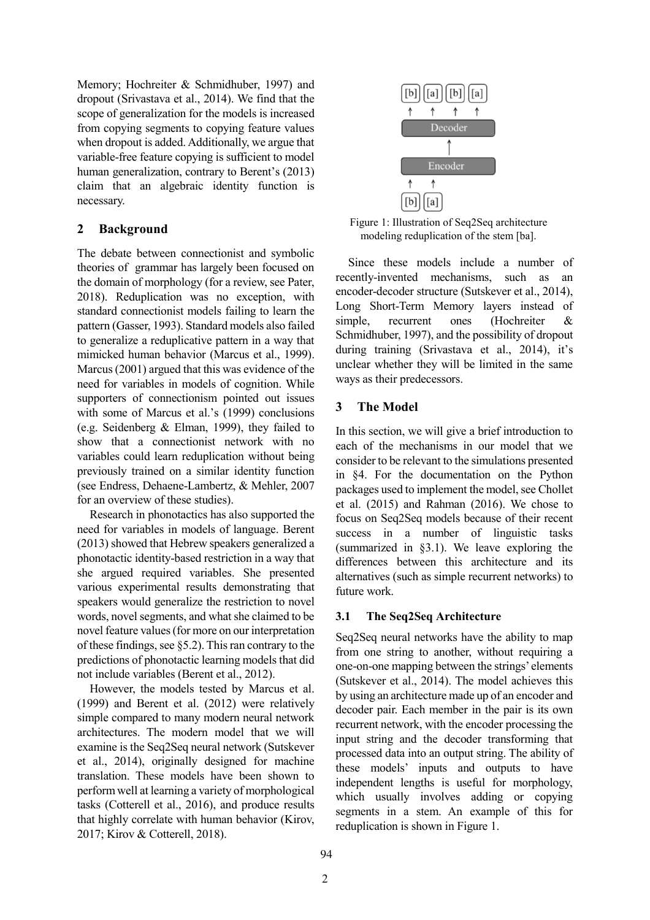Memory; Hochreiter & Schmidhuber, 1997) and dropout (Srivastava et al., 2014). We find that the scope of generalization for the models is increased from copying segments to copying feature values when dropout is added. Additionally, we argue that variable-free feature copying is sufficient to model human generalization, contrary to Berent's (2013) claim that an algebraic identity function is necessary.

## 2 Background

The debate between connectionist and symbolic theories of grammar has largely been focused on the domain of morphology (for a review, see Pater, 2018). Reduplication was no exception, with standard connectionist models failing to learn the pattern (Gasser, 1993). Standard models also failed to generalize a reduplicative pattern in a way that mimicked human behavior (Marcus et al., 1999). Marcus (2001) argued that this was evidence of the need for variables in models of cognition. While supporters of connectionism pointed out issues with some of Marcus et al.'s (1999) conclusions (e.g. Seidenberg & Elman, 1999), they failed to show that a connectionist network with no variables could learn reduplication without being previously trained on a similar identity function (see Endress, Dehaene-Lambertz, & Mehler, 2007 for an overview of these studies).

Research in phonotactics has also supported the need for variables in models of language. Berent (2013) showed that Hebrew speakers generalized a phonotactic identity-based restriction in a way that she argued required variables. She presented various experimental results demonstrating that speakers would generalize the restriction to novel words, novel segments, and what she claimed to be novel feature values (for more on our interpretation of these findings, see §5.2). This ran contrary to the predictions of phonotactic learning models that did not include variables (Berent et al., 2012).

However, the models tested by Marcus et al. (1999) and Berent et al. (2012) were relatively simple compared to many modern neural network architectures. The modern model that we will examine is the Seq2Seq neural network (Sutskever et al., 2014), originally designed for machine translation. These models have been shown to perform well at learning a variety of morphological tasks (Cotterell et al., 2016), and produce results that highly correlate with human behavior (Kirov, 2017; Kirov & Cotterell, 2018).

[b] [a] [b] [a]
Decoder
Encoder
[b] [a]

Figure 1: Illustration of Seq2Seq architecture modeling reduplication of the stem [ba].

Since these models include a number of recently-invented mechanisms, such as an encoder-decoder structure (Sutskever et al., 2014), Long Short-Term Memory layers instead of simple, recurrent ones (Hochreiter & Schmidhuber, 1997), and the possibility of dropout during training (Srivastava et al., 2014), it's unclear whether they will be limited in the same ways as their predecessors.

## 3 The Model

In this section, we will give a brief introduction to each of the mechanisms in our model that we consider to be relevant to the simulations presented in §4. For the documentation on the Python packages used to implement the model, see Chollet et al. (2015) and Rahman (2016). We chose to focus on Seq2Seq models because of their recent success in a number of linguistic tasks (summarized in §3.1). We leave exploring the differences between this architecture and its alternatives (such as simple recurrent networks) to future work.

### 3.1 The Seq2Seq Architecture

Seq2Seq neural networks have the ability to map from one string to another, without requiring a one-on-one mapping between the strings' elements (Sutskever et al., 2014). The model achieves this by using an architecture made up of an encoder and decoder pair. Each member in the pair is its own recurrent network, with the encoder processing the input string and the decoder transforming that processed data into an output string. The ability of these models' inputs and outputs to have independent lengths is useful for morphology, which usually involves adding or copying segments in a stem. An example of this for reduplication is shown in Figure 1.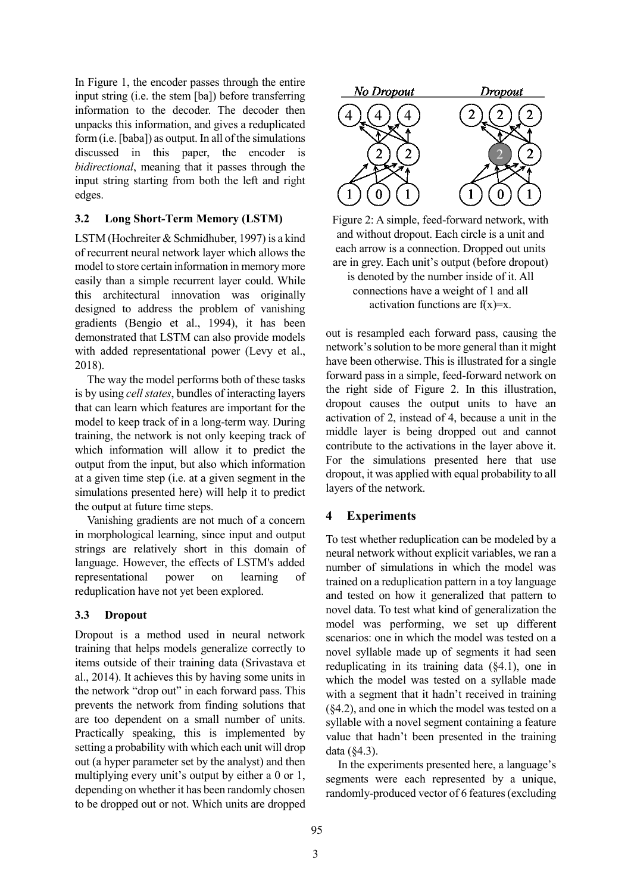In Figure 1, the encoder passes through the entire input string (i.e. the stem [ba]) before transferring information to the decoder. The decoder then unpacks this information, and gives a reduplicated form (i.e. [baba]) as output. In all of the simulations discussed in this paper, the encoder is *bidirectional*, meaning that it passes through the input string starting from both the left and right edges.

### 3.2 Long Short-Term Memory (LSTM)

LSTM (Hochreiter & Schmidhuber, 1997) is a kind of recurrent neural network layer which allows the model to store certain information in memory more easily than a simple recurrent layer could. While this architectural innovation was originally designed to address the problem of vanishing gradients (Bengio et al., 1994), it has been demonstrated that LSTM can also provide models with added representational power (Levy et al., 2018).

The way the model performs both of these tasks is by using *cell states*, bundles of interacting layers that can learn which features are important for the model to keep track of in a long-term way. During training, the network is not only keeping track of which information will allow it to predict the output from the input, but also which information at a given time step (i.e. at a given segment in the simulations presented here) will help it to predict the output at future time steps.

Vanishing gradients are not much of a concern in morphological learning, since input and output strings are relatively short in this domain of language. However, the effects of LSTM's added representational power on learning of reduplication have not yet been explored.

### 3.3 Dropout

Dropout is a method used in neural network training that helps models generalize correctly to items outside of their training data (Srivastava et al., 2014). It achieves this by having some units in the network "drop out" in each forward pass. This prevents the network from finding solutions that are too dependent on a small number of units. Practically speaking, this is implemented by setting a probability with which each unit will drop out (a hyper parameter set by the analyst) and then multiplying every unit's output by either a 0 or 1, depending on whether it has been randomly chosen to be dropped out or not. Which units are dropped out is resampled each forward pass, causing the network's solution to be more general than it might have been otherwise. This is illustrated for a single forward pass in a simple, feed-forward network on the right side of Figure 2. In this illustration, dropout causes the output units to have an activation of 2, instead of 4, because a unit in the middle layer is being dropped out and cannot contribute to the activations in the layer above it. For the simulations presented here that use dropout, it was applied with equal probability to all layers of the network.

Figure 2: A simple, feed-forward network, with and without dropout. Each circle is a unit and each arrow is a connection. Dropped out units are in grey. Each unit's output (before dropout) is denoted by the number inside of it. All connections have a weight of 1 and all activation functions are f(x)=x.

## 4 Experiments

To test whether reduplication can be modeled by a neural network without explicit variables, we ran a number of simulations in which the model was trained on a reduplication pattern in a toy language and tested on how it generalized that pattern to novel data. To test what kind of generalization the model was performing, we set up different scenarios: one in which the model was tested on a novel syllable made up of segments it had seen reduplicating in its training data (§4.1), one in which the model was tested on a syllable made with a segment that it hadn't received in training (§4.2), and one in which the model was tested on a syllable with a novel segment containing a feature value that hadn't been presented in the training data (§4.3).

In the experiments presented here, a language's segments were each represented by a unique, randomly-produced vector of 6 features (excluding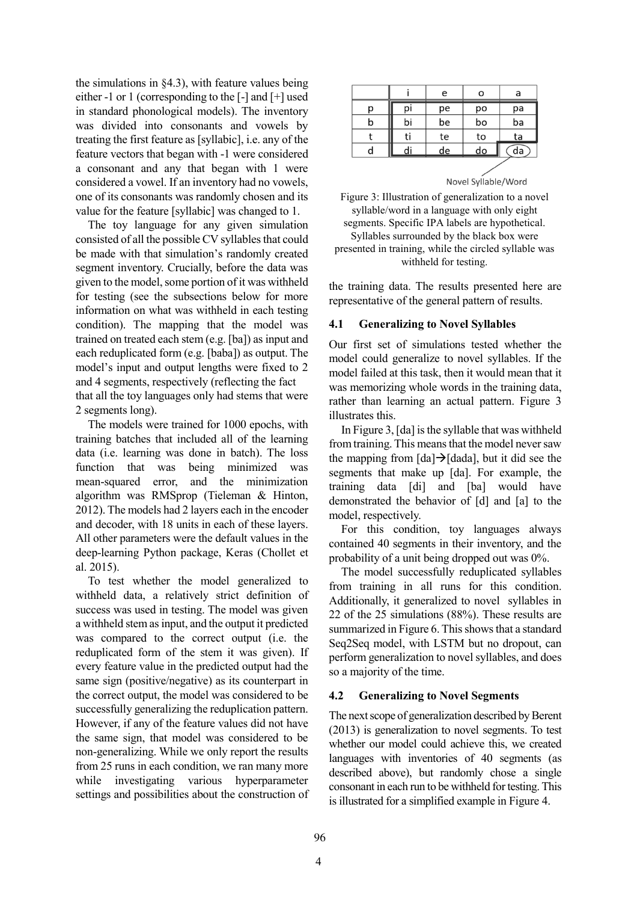the simulations in §4.3), with feature values being either -1 or 1 (corresponding to the [-] and [+] used in standard phonological models). The inventory was divided into consonants and vowels by treating the first feature as [syllabic], i.e. any of the feature vectors that began with -1 were considered a consonant and any that began with 1 were considered a vowel. If an inventory had no vowels, one of its consonants was randomly chosen and its value for the feature [syllabic] was changed to 1.

The toy language for any given simulation consisted of all the possible CV syllables that could be made with that simulation's randomly created segment inventory. Crucially, before the data was given to the model, some portion of it was withheld for testing (see the subsections below for more information on what was withheld in each testing condition). The mapping that the model was trained on treated each stem (e.g. [ba]) as input and each reduplicated form (e.g. [baba]) as output. The model's input and output lengths were fixed to 2 and 4 segments, respectively (reflecting the fact that all the toy languages only had stems that were 2 segments long).

The models were trained for 1000 epochs, with training batches that included all of the learning data (i.e. learning was done in batch). The loss function that was being minimized was mean-squared error, and the minimization algorithm was RMSprop (Tieleman & Hinton, 2012). The models had 2 layers each in the encoder and decoder, with 18 units in each of these layers. All other parameters were the default values in the deep-learning Python package, Keras (Chollet et al. 2015).

To test whether the model generalized to withheld data, a relatively strict definition of success was used in testing. The model was given a withheld stem as input, and the output it predicted was compared to the correct output (i.e. the reduplicated form of the stem it was given). If every feature value in the predicted output had the same sign (positive/negative) as its counterpart in the correct output, the model was considered to be successfully generalizing the reduplication pattern. However, if any of the feature values did not have the same sign, that model was considered to be non-generalizing. While we only report the results from 25 runs in each condition, we ran many more while investigating various hyperparameter settings and possibilities about the construction of the training data. The results presented here are representative of the general pattern of results.

|   | i | e | o | a |
|---|---|---|---|---|
| p | pi | pe | po | pa |
| b | bi | be | bo | ba |
| t | ti | te | to | ta |
| d | di | de | do | da |

Novel Syllable/Word

Figure 3: Illustration of generalization to a novel syllable/word in a language with only eight segments. Specific IPA labels are hypothetical. Syllables surrounded by the black box were presented in training, while the circled syllable was withheld for testing.

## 4.1 Generalizing to Novel Syllables

Our first set of simulations tested whether the model could generalize to novel syllables. If the model failed at this task, then it would mean that it was memorizing whole words in the training data, rather than learning an actual pattern. Figure 3 illustrates this.

In Figure 3, [da] is the syllable that was withheld from training. This means that the model never saw the mapping from [da]→[dada], but it did see the segments that make up [da]. For example, the training data [di] and [ba] would have demonstrated the behavior of [d] and [a] to the model, respectively.

For this condition, toy languages always contained 40 segments in their inventory, and the probability of a unit being dropped out was 0%.

The model successfully reduplicated syllables from training in all runs for this condition. Additionally, it generalized to novel syllables in 22 of the 25 simulations (88%). These results are summarized in Figure 6. This shows that a standard Seq2Seq model, with LSTM but no dropout, can perform generalization to novel syllables, and does so a majority of the time.

## 4.2 Generalizing to Novel Segments

The next scope of generalization described by Berent (2013) is generalization to novel segments. To test whether our model could achieve this, we created languages with inventories of 40 segments (as described above), but randomly chose a single consonant in each run to be withheld for testing. This is illustrated for a simplified example in Figure 4.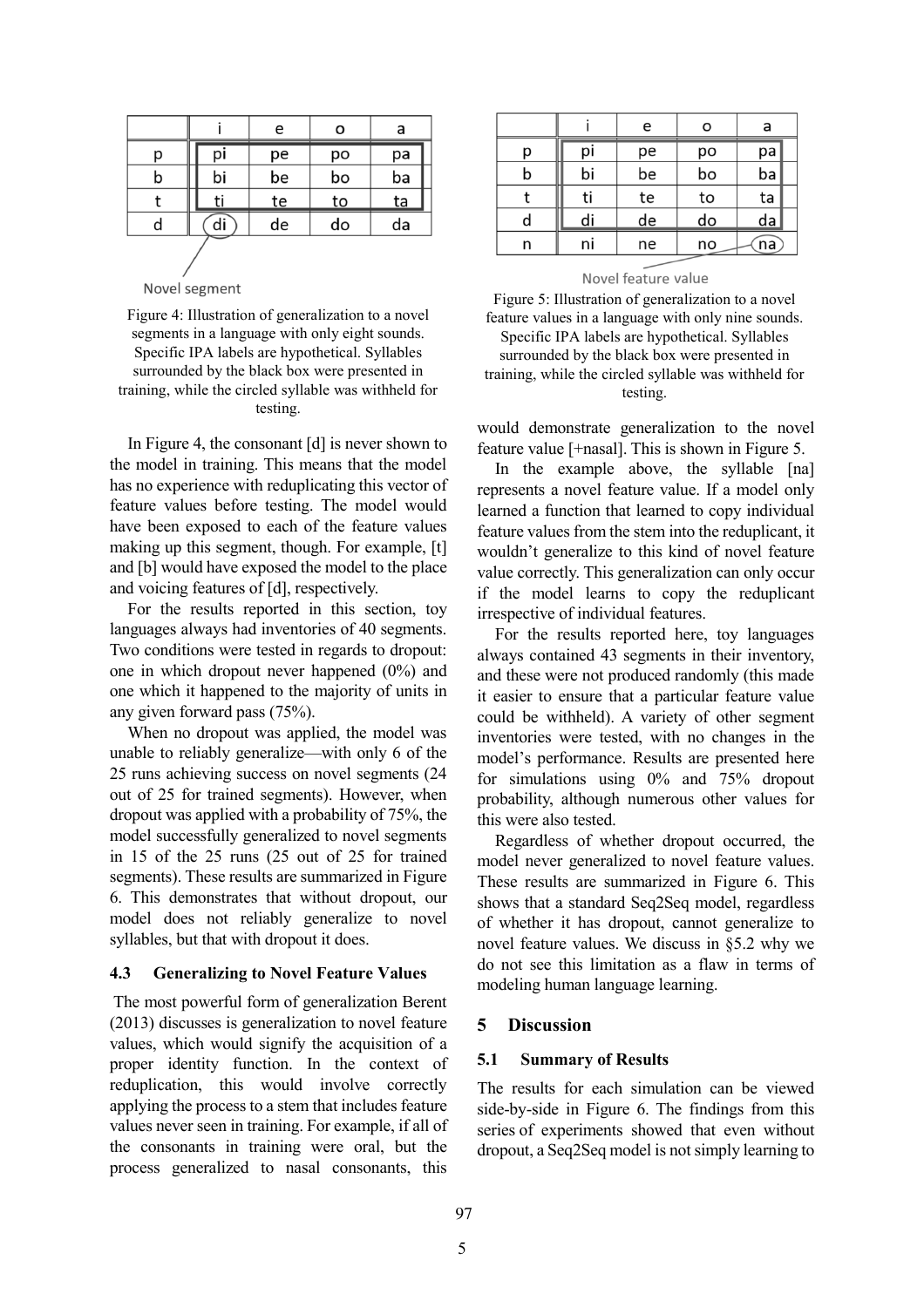|   | i | e | o | a |
|---|---|---|---|---|
| p | pi | pe | po | pa |
| b | bi | be | bo | ba |
| t | ti | te | to | ta |
| d | di | de | do | da |

Novel segment

Figure 4: Illustration of generalization to a novel segments in a language with only eight sounds. Specific IPA labels are hypothetical. Syllables surrounded by the black box were presented in training, while the circled syllable was withheld for testing.

In Figure 4, the consonant [d] is never shown to the model in training. This means that the model has no experience with reduplicating this vector of feature values before testing. The model would have been exposed to each of the feature values making up this segment, though. For example, [t] and [b] would have exposed the model to the place and voicing features of [d], respectively.

For the results reported in this section, toy languages always had inventories of 40 segments. Two conditions were tested in regards to dropout: one in which dropout never happened (0%) and one which it happened to the majority of units in any given forward pass (75%).

When no dropout was applied, the model was unable to reliably generalize—with only 6 of the 25 runs achieving success on novel segments (24 out of 25 for trained segments). However, when dropout was applied with a probability of 75%, the model successfully generalized to novel segments in 15 of the 25 runs (25 out of 25 for trained segments). These results are summarized in Figure 6. This demonstrates that without dropout, our model does not reliably generalize to novel syllables, but that with dropout it does.

### 4.3 Generalizing to Novel Feature Values

The most powerful form of generalization Berent (2013) discusses is generalization to novel feature values, which would signify the acquisition of a proper identity function. In the context of reduplication, this would involve correctly applying the process to a stem that includes feature values never seen in training. For example, if all of the consonants in training were oral, but the process generalized to nasal consonants, this would demonstrate generalization to the novel feature value [+nasal]. This is shown in Figure 5.

|   | i | e | o | a |
|---|---|---|---|---|
| p | pi | pe | po | pa |
| b | bi | be | bo | ba |
| t | ti | te | to | ta |
| d | di | de | do | da |
| n | ni | ne | no | na |

Novel feature value

Figure 5: Illustration of generalization to a novel feature values in a language with only nine sounds. Specific IPA labels are hypothetical. Syllables surrounded by the black box were presented in training, while the circled syllable was withheld for testing.

In the example above, the syllable [na] represents a novel feature value. If a model only learned a function that learned to copy individual feature values from the stem into the reduplicant, it wouldn't generalize to this kind of novel feature value correctly. This generalization can only occur if the model learns to copy the reduplicant irrespective of individual features.

For the results reported here, toy languages always contained 43 segments in their inventory, and these were not produced randomly (this made it easier to ensure that a particular feature value could be withheld). A variety of other segment inventories were tested, with no changes in the model's performance. Results are presented here for simulations using 0% and 75% dropout probability, although numerous other values for this were also tested.

Regardless of whether dropout occurred, the model never generalized to novel feature values. These results are summarized in Figure 6. This shows that a standard Seq2Seq model, regardless of whether it has dropout, cannot generalize to novel feature values. We discuss in §5.2 why we do not see this limitation as a flaw in terms of modeling human language learning.

## 5 Discussion

### 5.1 Summary of Results

The results for each simulation can be viewed side-by-side in Figure 6. The findings from this series of experiments showed that even without dropout, a Seq2Seq model is not simply learning to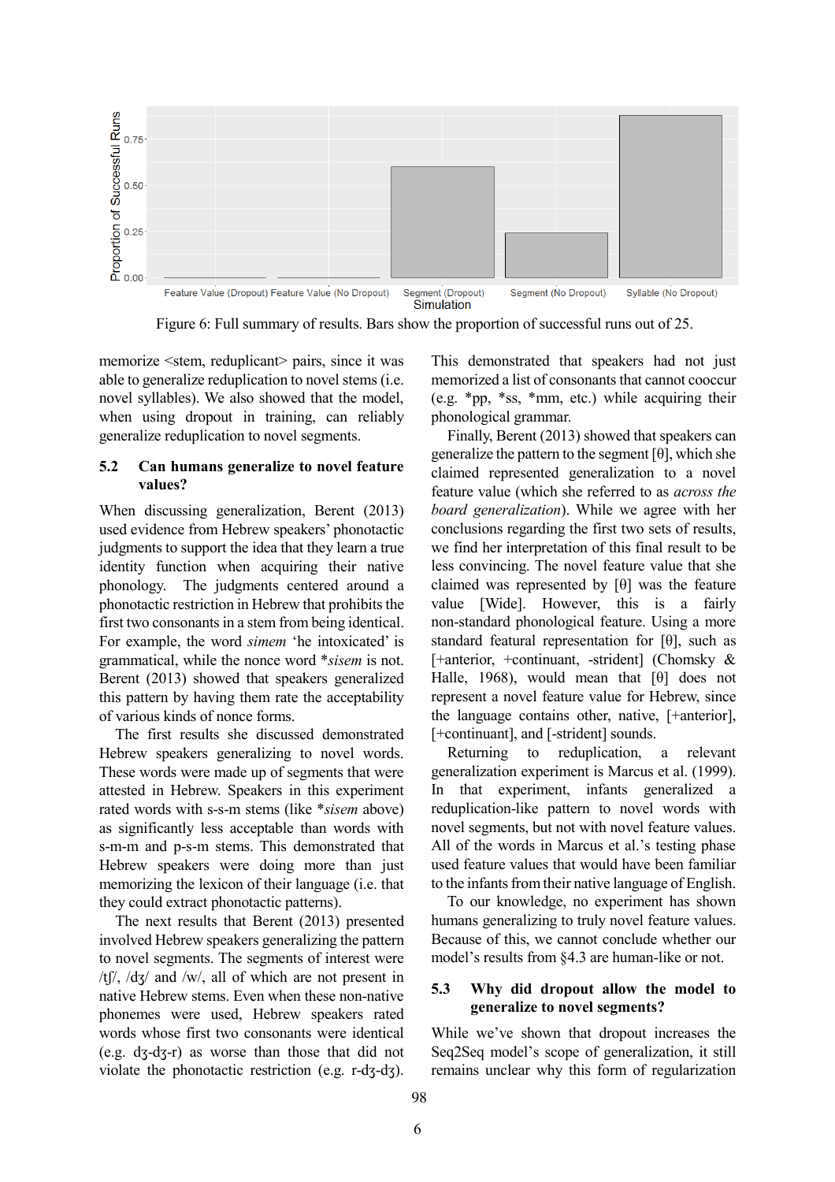Figure 6: Full summary of results. Bars show the proportion of successful runs out of 25.

memorize <stem, reduplicant> pairs, since it was able to generalize reduplication to novel stems (i.e. novel syllables). We also showed that the model, when using dropout in training, can reliably generalize reduplication to novel segments.

## 5.2 Can humans generalize to novel feature values?

When discussing generalization, Berent (2013) used evidence from Hebrew speakers' phonotactic judgments to support the idea that they learn a true identity function when acquiring their native phonology. The judgments centered around a phonotactic restriction in Hebrew that prohibits the first two consonants in a stem from being identical. For example, the word *simem* 'he intoxicated' is grammatical, while the nonce word **sisem* is not. Berent (2013) showed that speakers generalized this pattern by having them rate the acceptability of various kinds of nonce forms.

The first results she discussed demonstrated Hebrew speakers generalizing to novel words. These words were made up of segments that were attested in Hebrew. Speakers in this experiment rated words with s-s-m stems (like **sisem* above) as significantly less acceptable than words with s-m-m and p-s-m stems. This demonstrated that Hebrew speakers were doing more than just memorizing the lexicon of their language (i.e. that they could extract phonotactic patterns).

The next results that Berent (2013) presented involved Hebrew speakers generalizing the pattern to novel segments. The segments of interest were /tʃ/, /dʒ/ and /w/, all of which are not present in native Hebrew stems. Even when these non-native phonemes were used, Hebrew speakers rated words whose first two consonants were identical (e.g. dʒ-dʒ-r) as worse than those that did not violate the phonotactic restriction (e.g. r-dʒ-dʒ). This demonstrated that speakers had not just memorized a list of consonants that cannot cooccur (e.g. *pp, *ss, *mm, etc.) while acquiring their phonological grammar.

Finally, Berent (2013) showed that speakers can generalize the pattern to the segment [θ], which she claimed represented generalization to a novel feature value (which she referred to as *across the board generalization*). While we agree with her conclusions regarding the first two sets of results, we find her interpretation of this final result to be less convincing. The novel feature value that she claimed was represented by [θ] was the feature value [Wide]. However, this is a fairly non-standard phonological feature. Using a more standard featural representation for [θ], such as [+anterior, +continuant, -strident] (Chomsky & Halle, 1968), would mean that [θ] does not represent a novel feature value for Hebrew, since the language contains other, native, [+anterior], [+continuant], and [-strident] sounds.

Returning to reduplication, a relevant generalization experiment is Marcus et al. (1999). In that experiment, infants generalized a reduplication-like pattern to novel words with novel segments, but not with novel feature values. All of the words in Marcus et al.'s testing phase used feature values that would have been familiar to the infants from their native language of English.

To our knowledge, no experiment has shown humans generalizing to truly novel feature values. Because of this, we cannot conclude whether our model's results from §4.3 are human-like or not.

## 5.3 Why did dropout allow the model to generalize to novel segments?

While we've shown that dropout increases the Seq2Seq model's scope of generalization, it still remains unclear why this form of regularization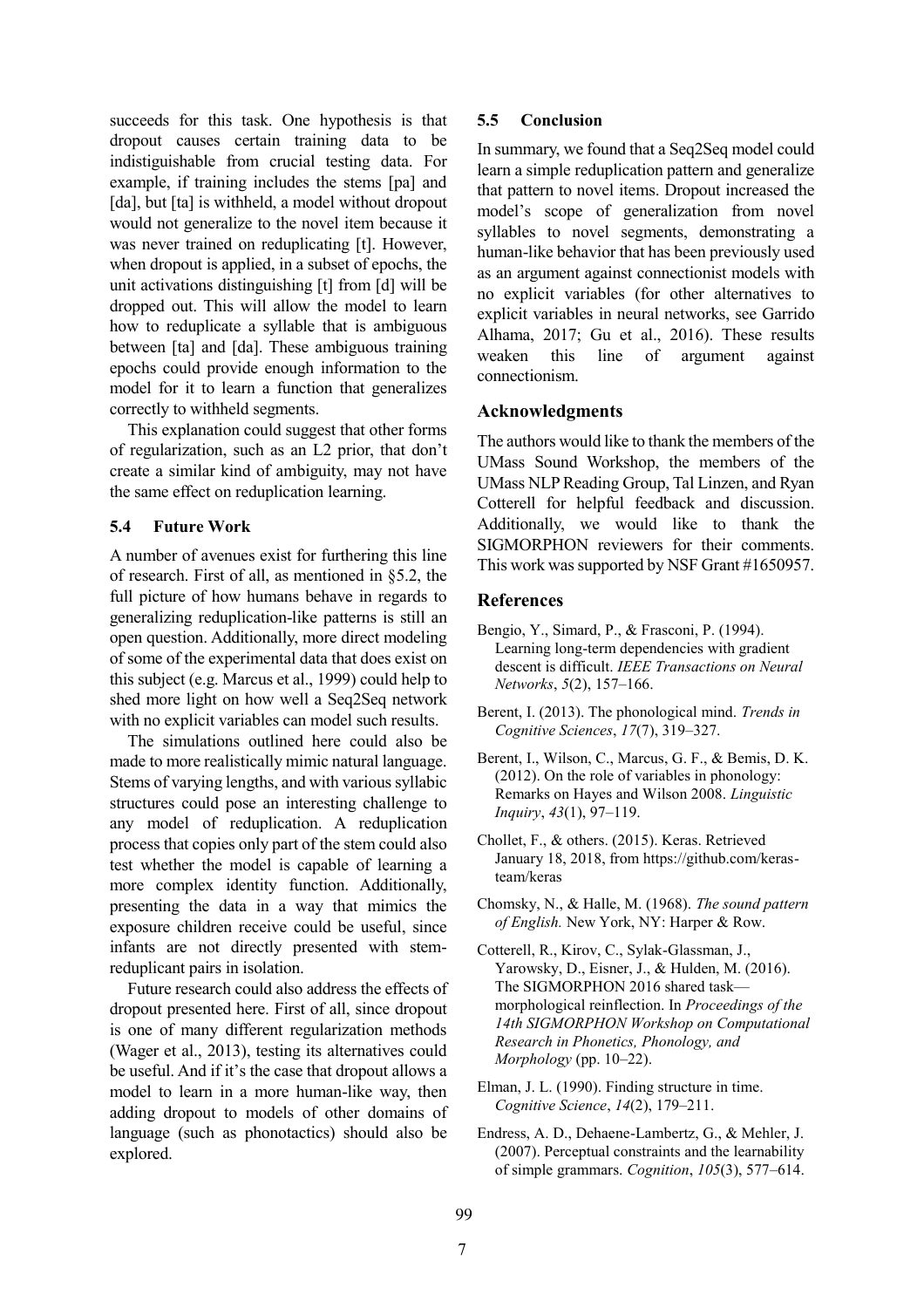succeeds for this task. One hypothesis is that dropout causes certain training data to be indistiguishable from crucial testing data. For example, if training includes the stems [pa] and [da], but [ta] is withheld, a model without dropout would not generalize to the novel item because it was never trained on reduplicating [t]. However, when dropout is applied, in a subset of epochs, the unit activations distinguishing [t] from [d] will be dropped out. This will allow the model to learn how to reduplicate a syllable that is ambiguous between [ta] and [da]. These ambiguous training epochs could provide enough information to the model for it to learn a function that generalizes correctly to withheld segments.

This explanation could suggest that other forms of regularization, such as an L2 prior, that don't create a similar kind of ambiguity, may not have the same effect on reduplication learning.

### 5.4 Future Work

A number of avenues exist for furthering this line of research. First of all, as mentioned in §5.2, the full picture of how humans behave in regards to generalizing reduplication-like patterns is still an open question. Additionally, more direct modeling of some of the experimental data that does exist on this subject (e.g. Marcus et al., 1999) could help to shed more light on how well a Seq2Seq network with no explicit variables can model such results.

The simulations outlined here could also be made to more realistically mimic natural language. Stems of varying lengths, and with various syllabic structures could pose an interesting challenge to any model of reduplication. A reduplication process that copies only part of the stem could also test whether the model is capable of learning a more complex identity function. Additionally, presenting the data in a way that mimics the exposure children receive could be useful, since infants are not directly presented with stem-reduplicant pairs in isolation.

Future research could also address the effects of dropout presented here. First of all, since dropout is one of many different regularization methods (Wager et al., 2013), testing its alternatives could be useful. And if it's the case that dropout allows a model to learn in a more human-like way, then adding dropout to models of other domains of language (such as phonotactics) should also be explored.

### 5.5 Conclusion

In summary, we found that a Seq2Seq model could learn a simple reduplication pattern and generalize that pattern to novel items. Dropout increased the model's scope of generalization from novel syllables to novel segments, demonstrating a human-like behavior that has been previously used as an argument against connectionist models with no explicit variables (for other alternatives to explicit variables in neural networks, see Garrido Alhama, 2017; Gu et al., 2016). These results weaken this line of argument against connectionism.

## Acknowledgments

The authors would like to thank the members of the UMass Sound Workshop, the members of the UMass NLP Reading Group, Tal Linzen, and Ryan Cotterell for helpful feedback and discussion. Additionally, we would like to thank the SIGMORPHON reviewers for their comments. This work was supported by NSF Grant #1650957.

## References

Bengio, Y., Simard, P., & Frasconi, P. (1994). Learning long-term dependencies with gradient descent is difficult. *IEEE Transactions on Neural Networks*, *5*(2), 157–166.

Berent, I. (2013). The phonological mind. *Trends in Cognitive Sciences*, *17*(7), 319–327.

Berent, I., Wilson, C., Marcus, G. F., & Bemis, D. K. (2012). On the role of variables in phonology: Remarks on Hayes and Wilson 2008. *Linguistic Inquiry*, *43*(1), 97–119.

Chollet, F., & others. (2015). Keras. Retrieved January 18, 2018, from https://github.com/keras-team/keras

Chomsky, N., & Halle, M. (1968). *The sound pattern of English.* New York, NY: Harper & Row.

Cotterell, R., Kirov, C., Sylak-Glassman, J., Yarowsky, D., Eisner, J., & Hulden, M. (2016). The SIGMORPHON 2016 shared task—morphological reinflection. In *Proceedings of the 14th SIGMORPHON Workshop on Computational Research in Phonetics, Phonology, and Morphology* (pp. 10–22).

Elman, J. L. (1990). Finding structure in time. *Cognitive Science*, *14*(2), 179–211.

Endress, A. D., Dehaene-Lambertz, G., & Mehler, J. (2007). Perceptual constraints and the learnability of simple grammars. *Cognition*, *105*(3), 577–614.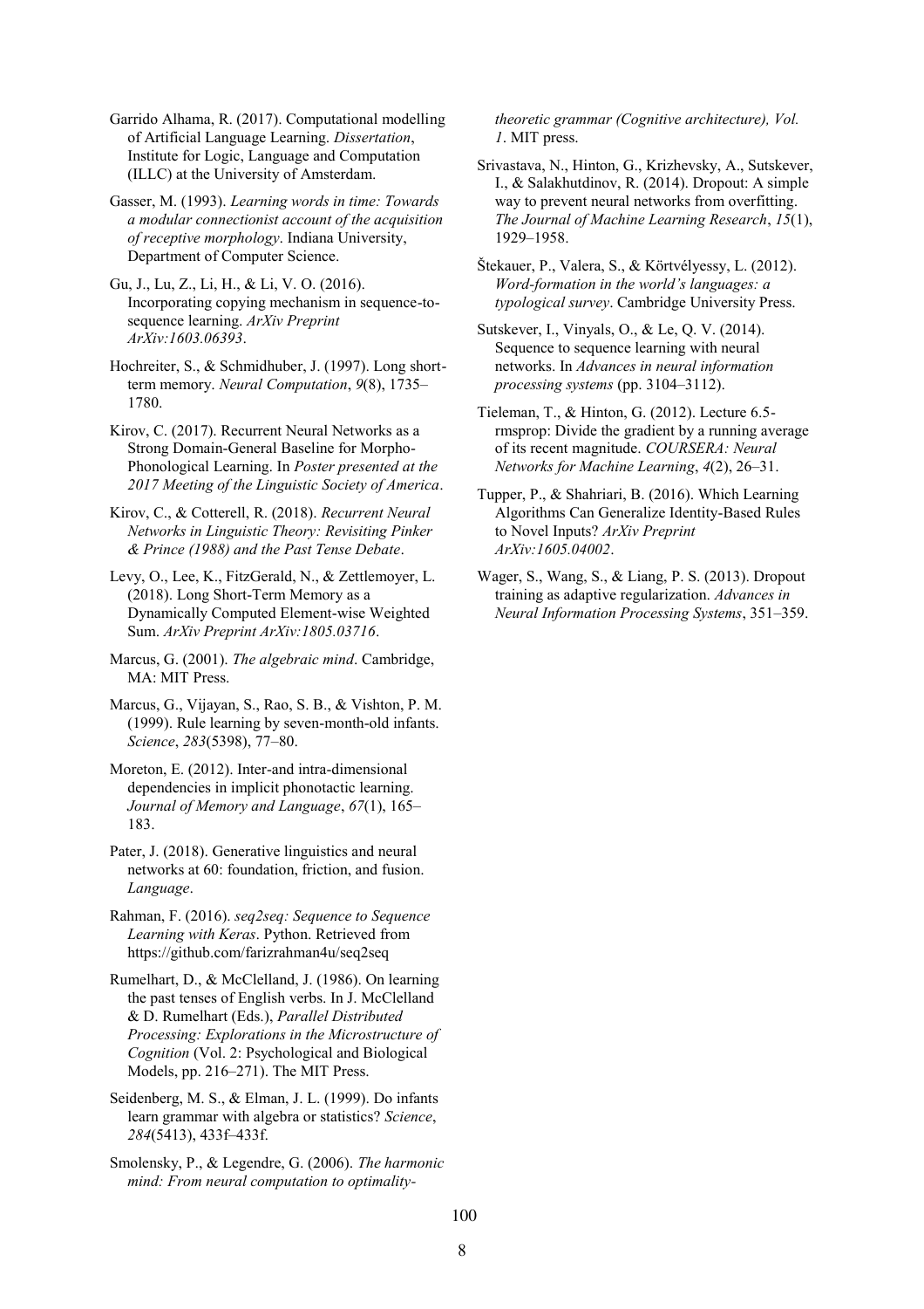Garrido Alhama, R. (2017). Computational modelling of Artificial Language Learning. *Dissertation*, Institute for Logic, Language and Computation (ILLC) at the University of Amsterdam.

Gasser, M. (1993). *Learning words in time: Towards a modular connectionist account of the acquisition of receptive morphology*. Indiana University, Department of Computer Science.

Gu, J., Lu, Z., Li, H., & Li, V. O. (2016). Incorporating copying mechanism in sequence-to-sequence learning. *ArXiv Preprint ArXiv:1603.06393*.

Hochreiter, S., & Schmidhuber, J. (1997). Long short-term memory. *Neural Computation*, *9*(8), 1735–1780.

Kirov, C. (2017). Recurrent Neural Networks as a Strong Domain-General Baseline for Morpho-Phonological Learning. In *Poster presented at the 2017 Meeting of the Linguistic Society of America*.

Kirov, C., & Cotterell, R. (2018). *Recurrent Neural Networks in Linguistic Theory: Revisiting Pinker & Prince (1988) and the Past Tense Debate*.

Levy, O., Lee, K., FitzGerald, N., & Zettlemoyer, L. (2018). Long Short-Term Memory as a Dynamically Computed Element-wise Weighted Sum. *ArXiv Preprint ArXiv:1805.03716*.

Marcus, G. (2001). *The algebraic mind*. Cambridge, MA: MIT Press.

Marcus, G., Vijayan, S., Rao, S. B., & Vishton, P. M. (1999). Rule learning by seven-month-old infants. *Science*, *283*(5398), 77–80.

Moreton, E. (2012). Inter-and intra-dimensional dependencies in implicit phonotactic learning. *Journal of Memory and Language*, *67*(1), 165–183.

Pater, J. (2018). Generative linguistics and neural networks at 60: foundation, friction, and fusion. *Language*.

Rahman, F. (2016). *seq2seq: Sequence to Sequence Learning with Keras*. Python. Retrieved from https://github.com/farizrahman4u/seq2seq

Rumelhart, D., & McClelland, J. (1986). On learning the past tenses of English verbs. In J. McClelland & D. Rumelhart (Eds.), *Parallel Distributed Processing: Explorations in the Microstructure of Cognition* (Vol. 2: Psychological and Biological Models, pp. 216–271). The MIT Press.

Seidenberg, M. S., & Elman, J. L. (1999). Do infants learn grammar with algebra or statistics? *Science*, *284*(5413), 433f–433f.

Smolensky, P., & Legendre, G. (2006). *The harmonic mind: From neural computation to optimality-theoretic grammar (Cognitive architecture), Vol. 1*. MIT press.

Srivastava, N., Hinton, G., Krizhevsky, A., Sutskever, I., & Salakhutdinov, R. (2014). Dropout: A simple way to prevent neural networks from overfitting. *The Journal of Machine Learning Research*, *15*(1), 1929–1958.

Štekauer, P., Valera, S., & Körtvélyessy, L. (2012). *Word-formation in the world's languages: a typological survey*. Cambridge University Press.

Sutskever, I., Vinyals, O., & Le, Q. V. (2014). Sequence to sequence learning with neural networks. In *Advances in neural information processing systems* (pp. 3104–3112).

Tieleman, T., & Hinton, G. (2012). Lecture 6.5-rmsprop: Divide the gradient by a running average of its recent magnitude. *COURSERA: Neural Networks for Machine Learning*, *4*(2), 26–31.

Tupper, P., & Shahriari, B. (2016). Which Learning Algorithms Can Generalize Identity-Based Rules to Novel Inputs? *ArXiv Preprint ArXiv:1605.04002*.

Wager, S., Wang, S., & Liang, P. S. (2013). Dropout training as adaptive regularization. *Advances in Neural Information Processing Systems*, 351–359.